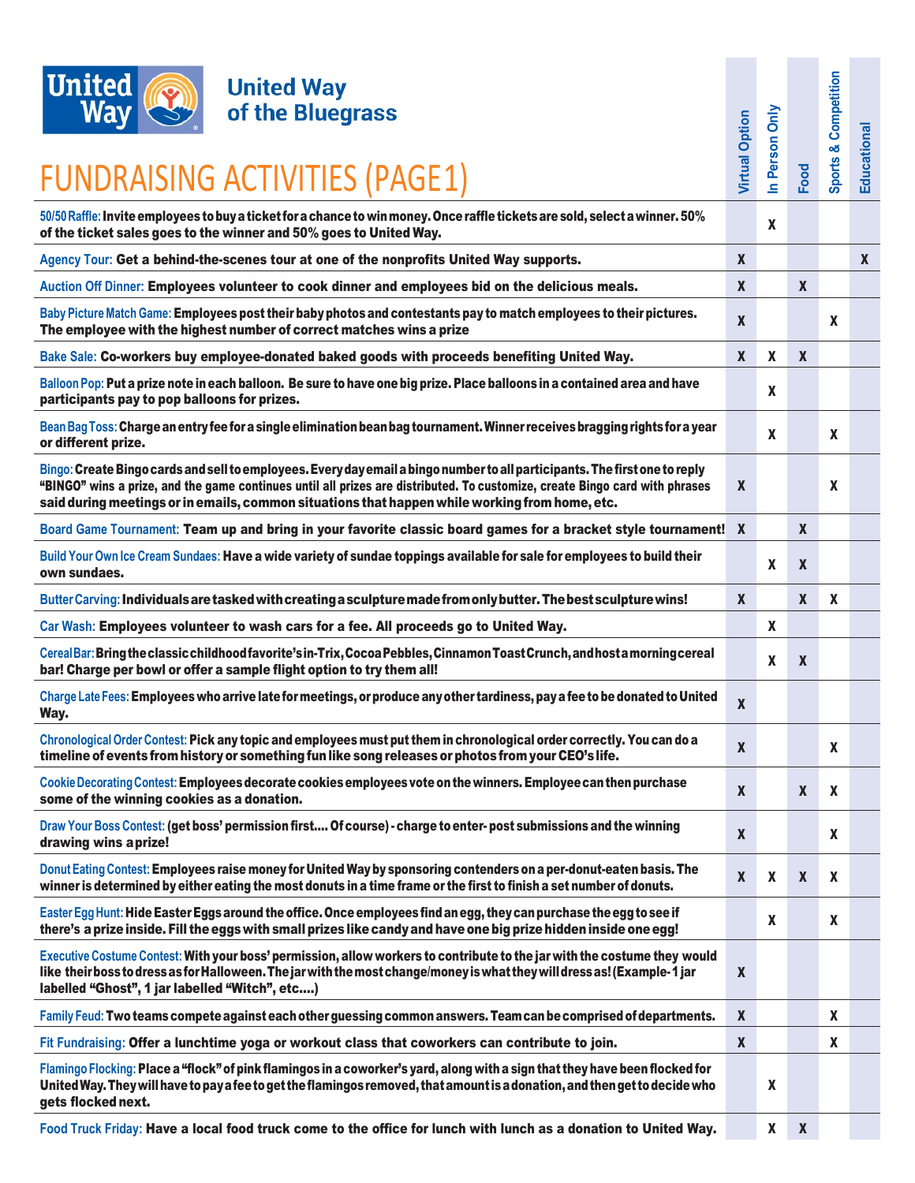# United Way of the Bluegrass

## FUNDRAISING ACTIVITIES (PAGE1)

| Activity | Virtual Option | In Person Only | Food | Sports & Competition | Educational |
|---|---|---|---|---|---|
| **50/50 Raffle:** Invite employees to buy a ticket for a chance to win money. Once raffle tickets are sold, select a winner. 50% of the ticket sales goes to the winner and 50% goes to United Way. | | X | | | |
| **Agency Tour:** Get a behind-the-scenes tour at one of the nonprofits United Way supports. | X | | | | X |
| **Auction Off Dinner:** Employees volunteer to cook dinner and employees bid on the delicious meals. | X | | X | | |
| **Baby Picture Match Game:** Employees post their baby photos and contestants pay to match employees to their pictures. The employee with the highest number of correct matches wins a prize | X | | | X | |
| **Bake Sale:** Co-workers buy employee-donated baked goods with proceeds benefiting United Way. | X | X | X | | |
| **Balloon Pop:** Put a prize note in each balloon. Be sure to have one big prize. Place balloons in a contained area and have participants pay to pop balloons for prizes. | | X | | | |
| **Bean Bag Toss:** Charge an entry fee for a single elimination bean bag tournament. Winner receives bragging rights for a year or different prize. | | X | | X | |
| **Bingo:** Create Bingo cards and sell to employees. Every day email a bingo number to all participants. The first one to reply "BINGO" wins a prize, and the game continues until all prizes are distributed. To customize, create Bingo card with phrases said during meetings or in emails, common situations that happen while working from home, etc. | X | | | X | |
| **Board Game Tournament:** Team up and bring in your favorite classic board games for a bracket style tournament! | X | | X | | |
| **Build Your Own Ice Cream Sundaes:** Have a wide variety of sundae toppings available for sale for employees to build their own sundaes. | | X | X | | |
| **Butter Carving:** Individuals are tasked with creating a sculpture made from only butter. The best sculpture wins! | X | | X | X | |
| **Car Wash:** Employees volunteer to wash cars for a fee. All proceeds go to United Way. | | X | | | |
| **Cereal Bar:** Bring the classic childhood favorite's in-Trix, Cocoa Pebbles, Cinnamon Toast Crunch, and host a morning cereal bar! Charge per bowl or offer a sample flight option to try them all! | | X | X | | |
| **Charge Late Fees:** Employees who arrive late for meetings, or produce any other tardiness, pay a fee to be donated to United Way. | X | | | | |
| **Chronological Order Contest:** Pick any topic and employees must put them in chronological order correctly. You can do a timeline of events from history or something fun like song releases or photos from your CEO's life. | X | | | X | |
| **Cookie Decorating Contest:** Employees decorate cookies employees vote on the winners. Employee can then purchase some of the winning cookies as a donation. | X | | X | X | |
| **Draw Your Boss Contest:** (get boss' permission first.... Of course) - charge to enter- post submissions and the winning drawing wins a prize! | X | | | X | |
| **Donut Eating Contest:** Employees raise money for United Way by sponsoring contenders on a per-donut-eaten basis. The winner is determined by either eating the most donuts in a time frame or the first to finish a set number of donuts. | X | X | X | X | |
| **Easter Egg Hunt:** Hide Easter Eggs around the office. Once employees find an egg, they can purchase the egg to see if there's a prize inside. Fill the eggs with small prizes like candy and have one big prize hidden inside one egg! | | X | | X | |
| **Executive Costume Contest:** With your boss' permission, allow workers to contribute to the jar with the costume they would like their boss to dress as for Halloween. The jar with the most change/money is what they will dress as! (Example- 1 jar labelled "Ghost", 1 jar labelled "Witch", etc....) | X | | | | |
| **Family Feud:** Two teams compete against each other guessing common answers. Team can be comprised of departments. | X | | | X | |
| **Fit Fundraising:** Offer a lunchtime yoga or workout class that coworkers can contribute to join. | X | | | X | |
| **Flamingo Flocking:** Place a "flock" of pink flamingos in a coworker's yard, along with a sign that they have been flocked for United Way. They will have to pay a fee to get the flamingos removed, that amount is a donation, and then get to decide who gets flocked next. | | X | | | |
| **Food Truck Friday:** Have a local food truck come to the office for lunch with lunch as a donation to United Way. | | X | X | | |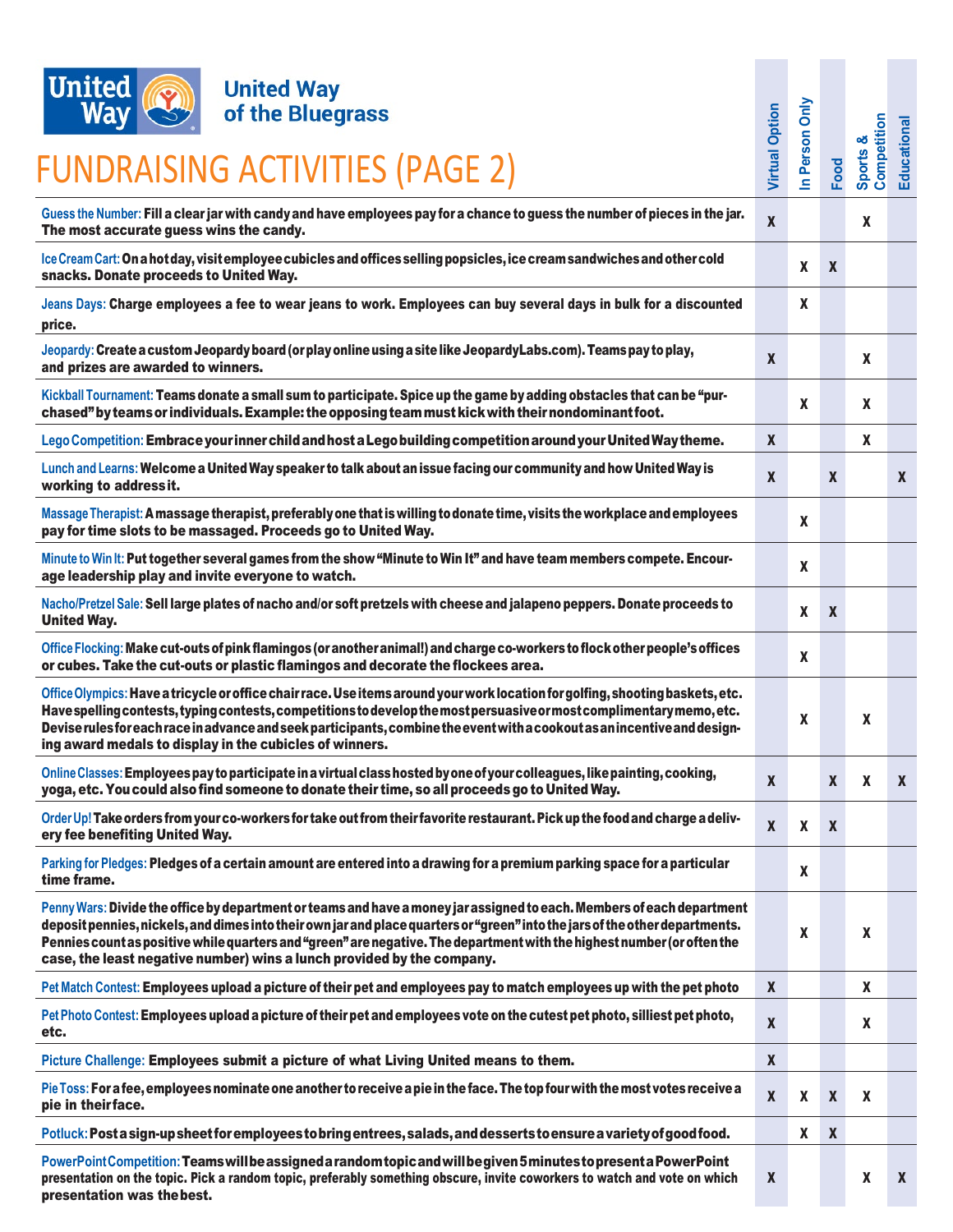# United Way of the Bluegrass

# FUNDRAISING ACTIVITIES (PAGE 2)

| Activity | Virtual Option | In Person Only | Food | Sports & Competition | Educational |
|---|---|---|---|---|---|
| **Guess the Number:** Fill a clear jar with candy and have employees pay for a chance to guess the number of pieces in the jar. The most accurate guess wins the candy. | X | | | X | |
| **Ice Cream Cart:** On a hot day, visit employee cubicles and offices selling popsicles, ice cream sandwiches and other cold snacks. Donate proceeds to United Way. | | X | X | | |
| **Jeans Days:** Charge employees a fee to wear jeans to work. Employees can buy several days in bulk for a discounted price. | | X | | | |
| **Jeopardy:** Create a custom Jeopardy board (or play online using a site like JeopardyLabs.com). Teams pay to play, and prizes are awarded to winners. | X | | | X | |
| **Kickball Tournament:** Teams donate a small sum to participate. Spice up the game by adding obstacles that can be "purchased" by teams or individuals. Example: the opposing team must kick with their nondominant foot. | | X | | X | |
| **Lego Competition:** Embrace your inner child and host a Lego building competition around your United Way theme. | X | | | X | |
| **Lunch and Learns:** Welcome a United Way speaker to talk about an issue facing our community and how United Way is working to address it. | X | | X | | X |
| **Massage Therapist:** A massage therapist, preferably one that is willing to donate time, visits the workplace and employees pay for time slots to be massaged. Proceeds go to United Way. | | X | | | |
| **Minute to Win It:** Put together several games from the show "Minute to Win It" and have team members compete. Encourage leadership play and invite everyone to watch. | | X | | | |
| **Nacho/Pretzel Sale:** Sell large plates of nacho and/or soft pretzels with cheese and jalapeno peppers. Donate proceeds to United Way. | | X | X | | |
| **Office Flocking:** Make cut-outs of pink flamingos (or another animal!) and charge co-workers to flock other people's offices or cubes. Take the cut-outs or plastic flamingos and decorate the flockees area. | | X | | | |
| **Office Olympics:** Have a tricycle or office chair race. Use items around your work location for golfing, shooting baskets, etc. Have spelling contests, typing contests, competitions to develop the most persuasive or most complimentary memo, etc. Devise rules for each race in advance and seek participants, combine the event with a cookout as an incentive and designing award medals to display in the cubicles of winners. | | X | | X | |
| **Online Classes:** Employees pay to participate in a virtual class hosted by one of your colleagues, like painting, cooking, yoga, etc. You could also find someone to donate their time, so all proceeds go to United Way. | X | | X | X | X |
| **Order Up!** Take orders from your co-workers for take out from their favorite restaurant. Pick up the food and charge a delivery fee benefiting United Way. | X | X | X | | |
| **Parking for Pledges:** Pledges of a certain amount are entered into a drawing for a premium parking space for a particular time frame. | | X | | | |
| **Penny Wars:** Divide the office by department or teams and have a money jar assigned to each. Members of each department deposit pennies, nickels, and dimes into their own jar and place quarters or "green" into the jars of the other departments. Pennies count as positive while quarters and "green" are negative. The department with the highest number (or often the case, the least negative number) wins a lunch provided by the company. | | X | | X | |
| **Pet Match Contest:** Employees upload a picture of their pet and employees pay to match employees up with the pet photo | X | | | X | |
| **Pet Photo Contest:** Employees upload a picture of their pet and employees vote on the cutest pet photo, silliest pet photo, etc. | X | | | X | |
| **Picture Challenge:** Employees submit a picture of what Living United means to them. | X | | | | |
| **Pie Toss:** For a fee, employees nominate one another to receive a pie in the face. The top four with the most votes receive a pie in their face. | X | X | X | X | |
| **Potluck:** Post a sign-up sheet for employees to bring entrees, salads, and desserts to ensure a variety of good food. | | X | X | | |
| **PowerPoint Competition:** Teams will be assigned a random topic and will be given 5 minutes to present a PowerPoint presentation on the topic. Pick a random topic, preferably something obscure, invite coworkers to watch and vote on which presentation was the best. | X | | | X | X |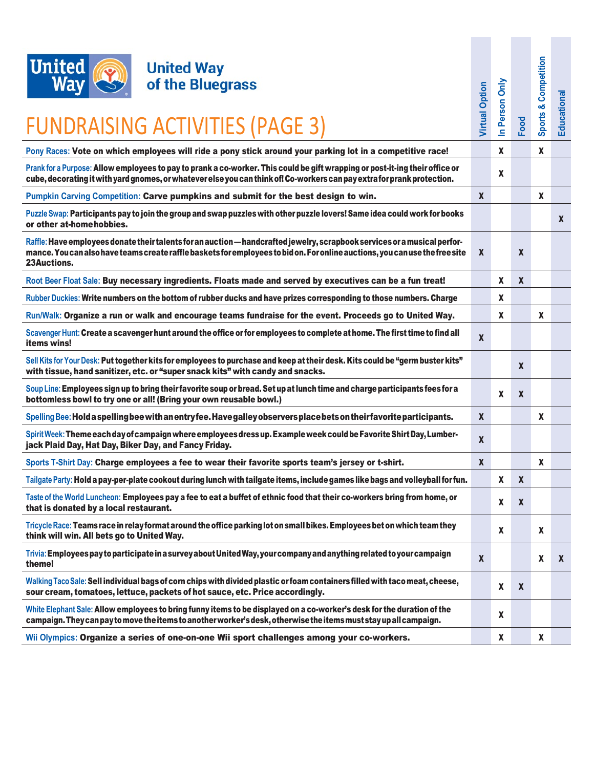United Way of the Bluegrass

# FUNDRAISING ACTIVITIES (PAGE 3)

| | Virtual Option | In Person Only | Food | Sports & Competition | Educational |
|---|---|---|---|---|---|
| **Pony Races:** Vote on which employees will ride a pony stick around your parking lot in a competitive race! | | X | | X | |
| **Prank for a Purpose:** Allow employees to pay to prank a co-worker. This could be gift wrapping or post-it-ing their office or cube, decorating it with yard gnomes, or whatever else you can think of! Co-workers can pay extra for prank protection. | | X | | | |
| **Pumpkin Carving Competition:** Carve pumpkins and submit for the best design to win. | X | | | X | |
| **Puzzle Swap:** Participants pay to join the group and swap puzzles with other puzzle lovers! Same idea could work for books or other at-home hobbies. | | | | | X |
| **Raffle:** Have employees donate their talents for an auction—handcrafted jewelry, scrapbook services or a musical performance. You can also have teams create raffle baskets for employees to bid on. For online auctions, you can use the free site 23Auctions. | X | | X | | |
| **Root Beer Float Sale:** Buy necessary ingredients. Floats made and served by executives can be a fun treat! | | X | X | | |
| **Rubber Duckies:** Write numbers on the bottom of rubber ducks and have prizes corresponding to those numbers. Charge | | X | | | |
| **Run/Walk:** Organize a run or walk and encourage teams fundraise for the event. Proceeds go to United Way. | | X | | X | |
| **Scavenger Hunt:** Create a scavenger hunt around the office or for employees to complete at home. The first time to find all items wins! | X | | | | |
| **Sell Kits for Your Desk:** Put together kits for employees to purchase and keep at their desk. Kits could be "germ buster kits" with tissue, hand sanitizer, etc. or "super snack kits" with candy and snacks. | | | X | | |
| **Soup Line:** Employees sign up to bring their favorite soup or bread. Set up at lunch time and charge participants fees for a bottomless bowl to try one or all! (Bring your own reusable bowl.) | | X | X | | |
| **Spelling Bee:** Hold a spelling bee with an entry fee. Have galley observers place bets on their favorite participants. | X | | | X | |
| **Spirit Week:** Theme each day of campaign where employees dress up. Example week could be Favorite Shirt Day, Lumberjack Plaid Day, Hat Day, Biker Day, and Fancy Friday. | X | | | | |
| **Sports T-Shirt Day:** Charge employees a fee to wear their favorite sports team's jersey or t-shirt. | X | | | X | |
| **Tailgate Party:** Hold a pay-per-plate cookout during lunch with tailgate items, include games like bags and volleyball for fun. | | X | X | | |
| **Taste of the World Luncheon:** Employees pay a fee to eat a buffet of ethnic food that their co-workers bring from home, or that is donated by a local restaurant. | | X | X | | |
| **Tricycle Race:** Teams race in relay format around the office parking lot on small bikes. Employees bet on which team they think will win. All bets go to United Way. | | X | | X | |
| **Trivia:** Employees pay to participate in a survey about United Way, your company and anything related to your campaign theme! | X | | | X | X |
| **Walking Taco Sale:** Sell individual bags of corn chips with divided plastic or foam containers filled with taco meat, cheese, sour cream, tomatoes, lettuce, packets of hot sauce, etc. Price accordingly. | | X | X | | |
| **White Elephant Sale:** Allow employees to bring funny items to be displayed on a co-worker's desk for the duration of the campaign. They can pay to move the items to another worker's desk, otherwise the items must stay up all campaign. | | X | | | |
| **Wii Olympics:** Organize a series of one-on-one Wii sport challenges among your co-workers. | | X | | X | |